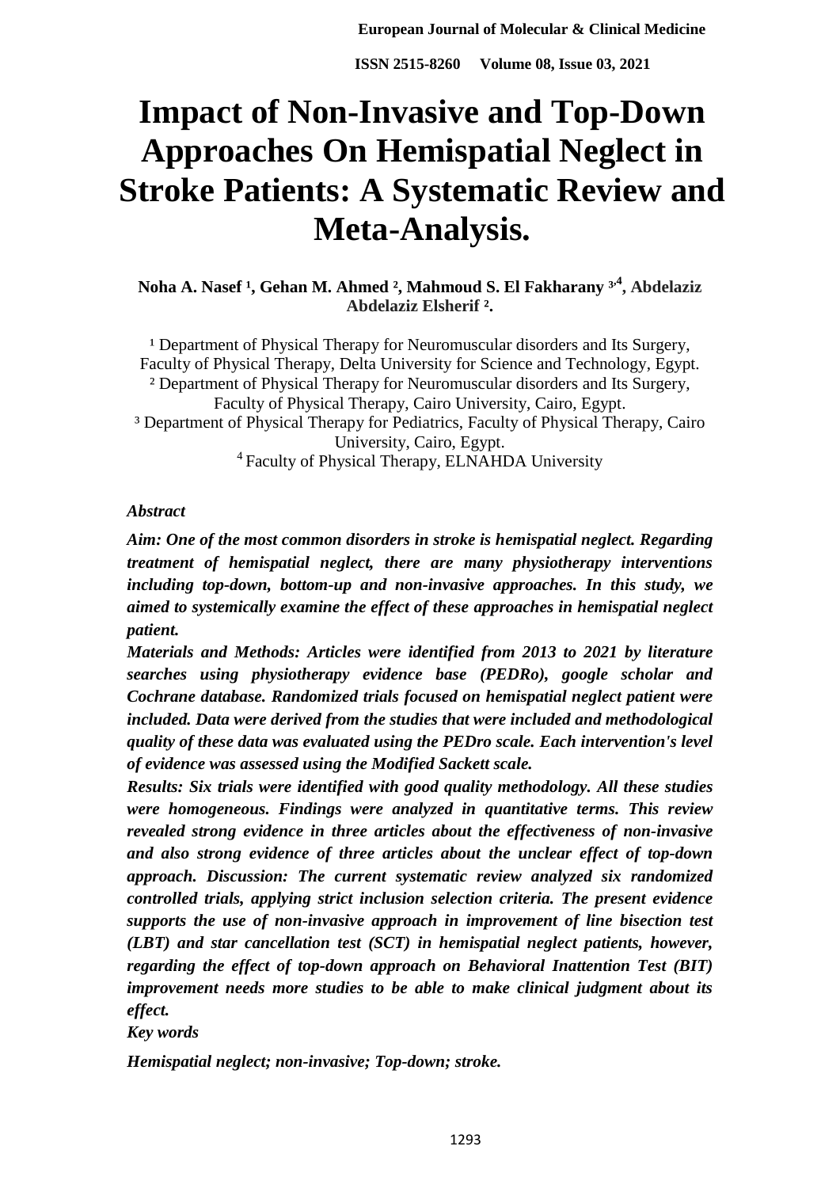# Impact of Non-Invasive and Top-Down Approaches On Hemispatial Neglect in Stroke Patients: A Systematic Review and Meta-Analysis.

**Noha A. Nasef [1], Gehan M. Ahmed [2], Mahmoud S. El Fakharany [3,4], Abdelaziz Abdelaziz Elsherif [2].**

[1] Department of Physical Therapy for Neuromuscular disorders and Its Surgery, Faculty of Physical Therapy, Delta University for Science and Technology, Egypt.
[2] Department of Physical Therapy for Neuromuscular disorders and Its Surgery, Faculty of Physical Therapy, Cairo University, Cairo, Egypt.
[3] Department of Physical Therapy for Pediatrics, Faculty of Physical Therapy, Cairo University, Cairo, Egypt.
[4] Faculty of Physical Therapy, ELNAHDA University

*Abstract*

***Aim:** One of the most common disorders in stroke is hemispatial neglect. Regarding treatment of hemispatial neglect, there are many physiotherapy interventions including top-down, bottom-up and non-invasive approaches. In this study, we aimed to systemically examine the effect of these approaches in hemispatial neglect patient.*

***Materials and Methods:** Articles were identified from 2013 to 2021 by literature searches using physiotherapy evidence base (PEDRo), google scholar and Cochrane database. Randomized trials focused on hemispatial neglect patient were included. Data were derived from the studies that were included and methodological quality of these data was evaluated using the PEDro scale. Each intervention's level of evidence was assessed using the Modified Sackett scale.*

***Results:** Six trials were identified with good quality methodology. All these studies were homogeneous. Findings were analyzed in quantitative terms. This review revealed strong evidence in three articles about the effectiveness of non-invasive and also strong evidence of three articles about the unclear effect of top-down approach. Discussion: The current systematic review analyzed six randomized controlled trials, applying strict inclusion selection criteria. The present evidence supports the use of non-invasive approach in improvement of line bisection test (LBT) and star cancellation test (SCT) in hemispatial neglect patients, however, regarding the effect of top-down approach on Behavioral Inattention Test (BIT) improvement needs more studies to be able to make clinical judgment about its effect.*

***Key words***

***Hemispatial neglect; non-invasive; Top-down; stroke.***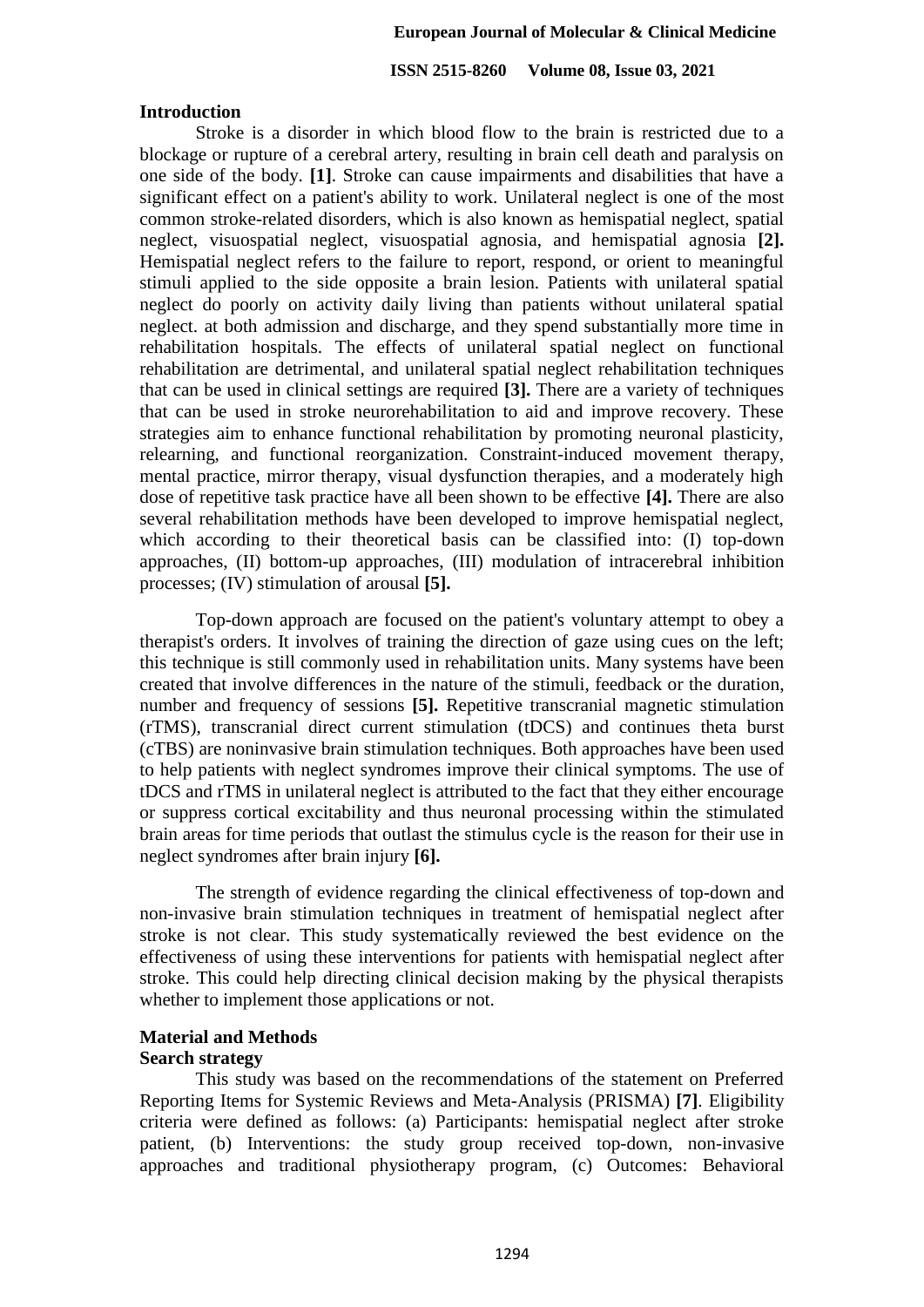## Introduction

Stroke is a disorder in which blood flow to the brain is restricted due to a blockage or rupture of a cerebral artery, resulting in brain cell death and paralysis on one side of the body. **[1]**. Stroke can cause impairments and disabilities that have a significant effect on a patient's ability to work. Unilateral neglect is one of the most common stroke-related disorders, which is also known as hemispatial neglect, spatial neglect, visuospatial neglect, visuospatial agnosia, and hemispatial agnosia **[2].** Hemispatial neglect refers to the failure to report, respond, or orient to meaningful stimuli applied to the side opposite a brain lesion. Patients with unilateral spatial neglect do poorly on activity daily living than patients without unilateral spatial neglect. at both admission and discharge, and they spend substantially more time in rehabilitation hospitals. The effects of unilateral spatial neglect on functional rehabilitation are detrimental, and unilateral spatial neglect rehabilitation techniques that can be used in clinical settings are required **[3].** There are a variety of techniques that can be used in stroke neurorehabilitation to aid and improve recovery. These strategies aim to enhance functional rehabilitation by promoting neuronal plasticity, relearning, and functional reorganization. Constraint-induced movement therapy, mental practice, mirror therapy, visual dysfunction therapies, and a moderately high dose of repetitive task practice have all been shown to be effective **[4].** There are also several rehabilitation methods have been developed to improve hemispatial neglect, which according to their theoretical basis can be classified into: (I) top-down approaches, (II) bottom-up approaches, (III) modulation of intracerebral inhibition processes; (IV) stimulation of arousal **[5].**

Top-down approach are focused on the patient's voluntary attempt to obey a therapist's orders. It involves of training the direction of gaze using cues on the left; this technique is still commonly used in rehabilitation units. Many systems have been created that involve differences in the nature of the stimuli, feedback or the duration, number and frequency of sessions **[5].** Repetitive transcranial magnetic stimulation (rTMS), transcranial direct current stimulation (tDCS) and continues theta burst (cTBS) are noninvasive brain stimulation techniques. Both approaches have been used to help patients with neglect syndromes improve their clinical symptoms. The use of tDCS and rTMS in unilateral neglect is attributed to the fact that they either encourage or suppress cortical excitability and thus neuronal processing within the stimulated brain areas for time periods that outlast the stimulus cycle is the reason for their use in neglect syndromes after brain injury **[6].**

The strength of evidence regarding the clinical effectiveness of top-down and non-invasive brain stimulation techniques in treatment of hemispatial neglect after stroke is not clear. This study systematically reviewed the best evidence on the effectiveness of using these interventions for patients with hemispatial neglect after stroke. This could help directing clinical decision making by the physical therapists whether to implement those applications or not.

## Material and Methods

### Search strategy

This study was based on the recommendations of the statement on Preferred Reporting Items for Systemic Reviews and Meta-Analysis (PRISMA) **[7]**. Eligibility criteria were defined as follows: (a) Participants: hemispatial neglect after stroke patient, (b) Interventions: the study group received top-down, non-invasive approaches and traditional physiotherapy program, (c) Outcomes: Behavioral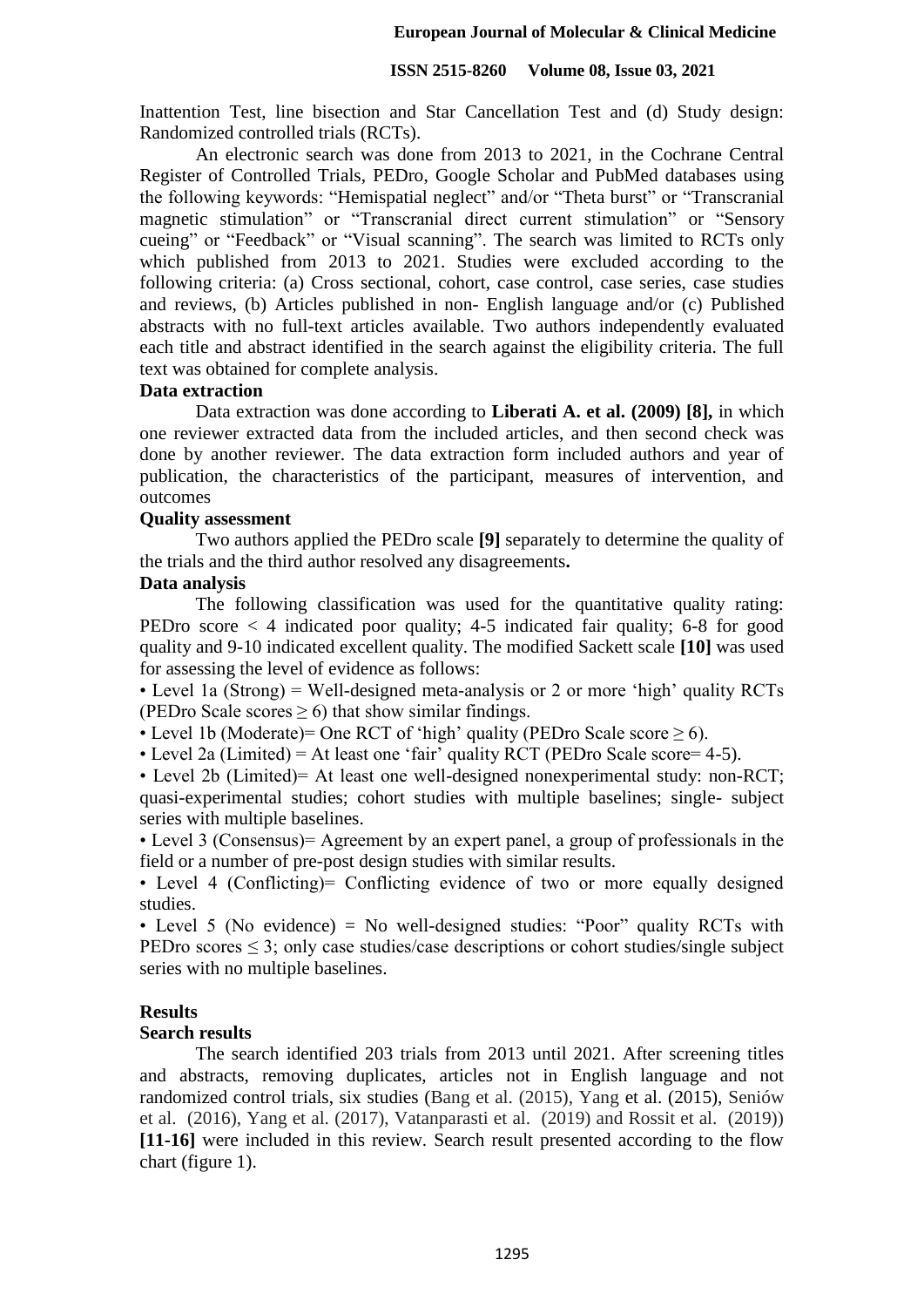Inattention Test, line bisection and Star Cancellation Test and (d) Study design: Randomized controlled trials (RCTs).

An electronic search was done from 2013 to 2021, in the Cochrane Central Register of Controlled Trials, PEDro, Google Scholar and PubMed databases using the following keywords: "Hemispatial neglect" and/or "Theta burst" or "Transcranial magnetic stimulation" or "Transcranial direct current stimulation" or "Sensory cueing" or "Feedback" or "Visual scanning". The search was limited to RCTs only which published from 2013 to 2021. Studies were excluded according to the following criteria: (a) Cross sectional, cohort, case control, case series, case studies and reviews, (b) Articles published in non- English language and/or (c) Published abstracts with no full-text articles available. Two authors independently evaluated each title and abstract identified in the search against the eligibility criteria. The full text was obtained for complete analysis.

**Data extraction**

Data extraction was done according to **Liberati A. et al. (2009) [8],** in which one reviewer extracted data from the included articles, and then second check was done by another reviewer. The data extraction form included authors and year of publication, the characteristics of the participant, measures of intervention, and outcomes

**Quality assessment**

Two authors applied the PEDro scale **[9]** separately to determine the quality of the trials and the third author resolved any disagreements**.**

**Data analysis**

The following classification was used for the quantitative quality rating: PEDro score < 4 indicated poor quality; 4-5 indicated fair quality; 6-8 for good quality and 9-10 indicated excellent quality. The modified Sackett scale **[10]** was used for assessing the level of evidence as follows:

- Level 1a (Strong) = Well-designed meta-analysis or 2 or more 'high' quality RCTs (PEDro Scale scores ≥ 6) that show similar findings.
- Level 1b (Moderate)= One RCT of 'high' quality (PEDro Scale score ≥ 6).
- Level 2a (Limited) = At least one 'fair' quality RCT (PEDro Scale score= 4-5).
- Level 2b (Limited)= At least one well-designed nonexperimental study: non-RCT; quasi-experimental studies; cohort studies with multiple baselines; single- subject series with multiple baselines.
- Level 3 (Consensus)= Agreement by an expert panel, a group of professionals in the field or a number of pre-post design studies with similar results.
- Level 4 (Conflicting)= Conflicting evidence of two or more equally designed studies.
- Level 5 (No evidence) = No well-designed studies: "Poor" quality RCTs with PEDro scores ≤ 3; only case studies/case descriptions or cohort studies/single subject series with no multiple baselines.

## Results

**Search results**

The search identified 203 trials from 2013 until 2021. After screening titles and abstracts, removing duplicates, articles not in English language and not randomized control trials, six studies (Bang et al. (2015), Yang et al. (2015), Seniów et al. (2016), Yang et al. (2017), Vatanparasti et al. (2019) and Rossit et al. (2019)) **[11-16]** were included in this review. Search result presented according to the flow chart (figure 1).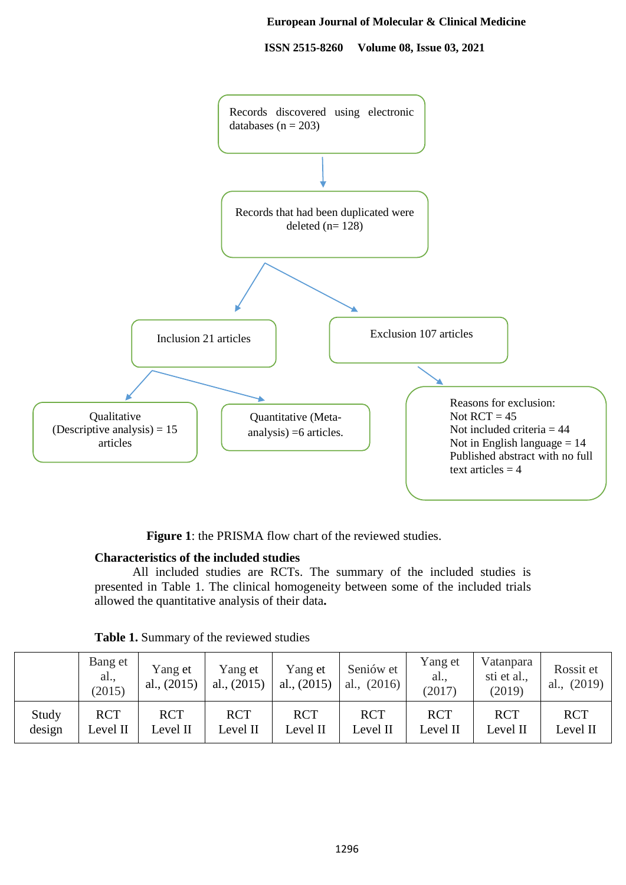Records discovered using electronic databases (n = 203)

Records that had been duplicated were deleted (n= 128)

Inclusion 21 articles

Exclusion 107 articles

Qualitative (Descriptive analysis) = 15 articles

Quantitative (Meta-analysis) =6 articles.

Reasons for exclusion:
Not RCT = 45
Not included criteria = 44
Not in English language = 14
Published abstract with no full text articles = 4

**Figure 1**: the PRISMA flow chart of the reviewed studies.

**Characteristics of the included studies**

All included studies are RCTs. The summary of the included studies is presented in Table 1. The clinical homogeneity between some of the included trials allowed the quantitative analysis of their data**.**

**Table 1.** Summary of the reviewed studies

| | Bang et al., (2015) | Yang et al., (2015) | Yang et al., (2015) | Yang et al., (2015) | Seniów et al., (2016) | Yang et al., (2017) | Vatanparasti et al., (2019) | Rossit et al., (2019) |
|---|---|---|---|---|---|---|---|---|
| Study design | RCT Level II | RCT Level II | RCT Level II | RCT Level II | RCT Level II | RCT Level II | RCT Level II | RCT Level II |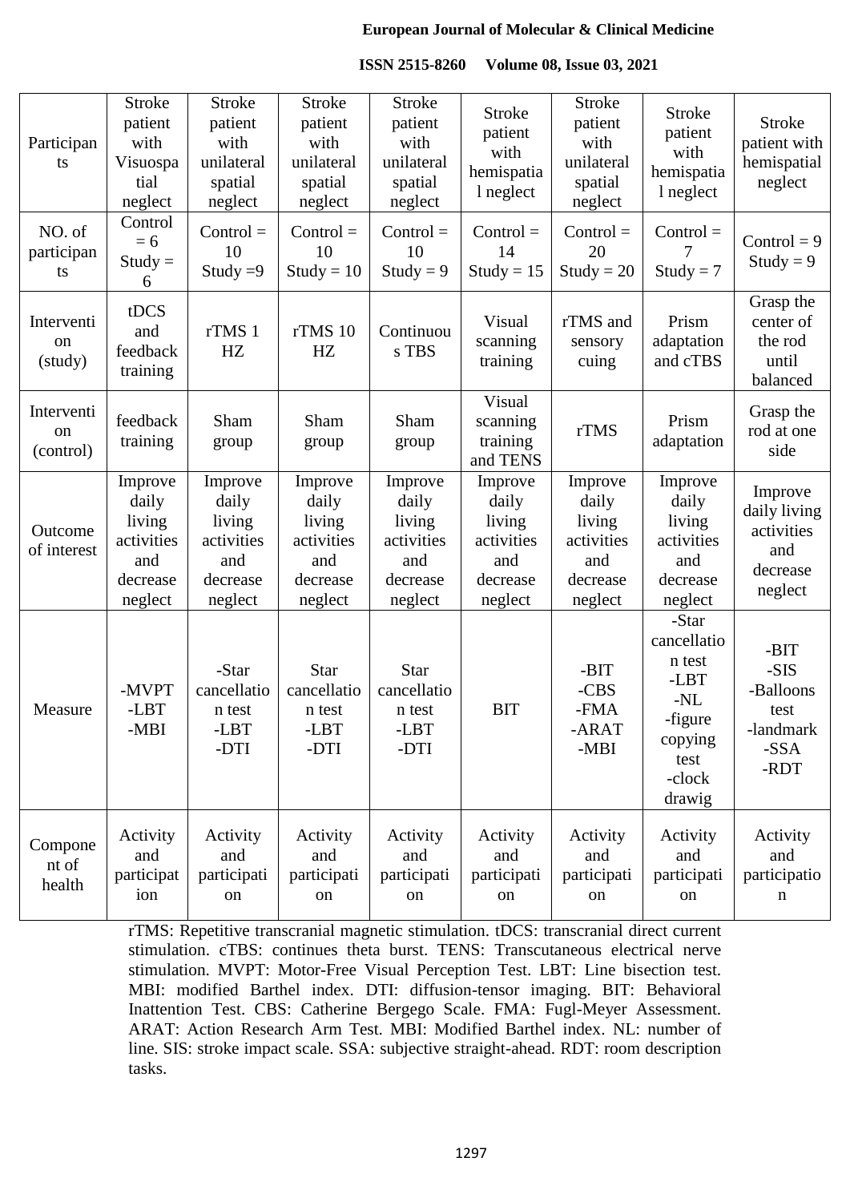| Participants | Stroke patient with Visuospatial neglect | Stroke patient with unilateral spatial neglect | Stroke patient with unilateral spatial neglect | Stroke patient with unilateral spatial neglect | Stroke patient with hemispatial neglect | Stroke patient with unilateral spatial neglect | Stroke patient with hemispatial neglect | Stroke patient with hemispatial neglect |
|---|---|---|---|---|---|---|---|---|
| NO. of participants | Control = 6 Study = 6 | Control = 10 Study =9 | Control = 10 Study = 10 | Control = 10 Study = 9 | Control = 14 Study = 15 | Control = 20 Study = 20 | Control = 7 Study = 7 | Control = 9 Study = 9 |
| Intervention (study) | tDCS and feedback training | rTMS 1 HZ | rTMS 10 HZ | Continuous TBS | Visual scanning training | rTMS and sensory cuing | Prism adaptation and cTBS | Grasp the center of the rod until balanced |
| Intervention (control) | feedback training | Sham group | Sham group | Sham group | Visual scanning training and TENS | rTMS | Prism adaptation | Grasp the rod at one side |
| Outcome of interest | Improve daily living activities and decrease neglect | Improve daily living activities and decrease neglect | Improve daily living activities and decrease neglect | Improve daily living activities and decrease neglect | Improve daily living activities and decrease neglect | Improve daily living activities and decrease neglect | Improve daily living activities and decrease neglect | Improve daily living activities and decrease neglect |
| Measure | -MVPT -LBT -MBI | -Star cancellation test -LBT -DTI | Star cancellation test -LBT -DTI | Star cancellation test -LBT -DTI | BIT | -BIT -CBS -FMA -ARAT -MBI | -Star cancellation test -LBT -NL -figure copying test -clock drawig | -BIT -SIS -Balloons test -landmark -SSA -RDT |
| Component of health | Activity and participation | Activity and participation | Activity and participation | Activity and participation | Activity and participation | Activity and participation | Activity and participation | Activity and participation |

rTMS: Repetitive transcranial magnetic stimulation. tDCS: transcranial direct current stimulation. cTBS: continues theta burst. TENS: Transcutaneous electrical nerve stimulation. MVPT: Motor-Free Visual Perception Test. LBT: Line bisection test. MBI: modified Barthel index. DTI: diffusion-tensor imaging. BIT: Behavioral Inattention Test. CBS: Catherine Bergego Scale. FMA: Fugl-Meyer Assessment. ARAT: Action Research Arm Test. MBI: Modified Barthel index. NL: number of line. SIS: stroke impact scale. SSA: subjective straight-ahead. RDT: room description tasks.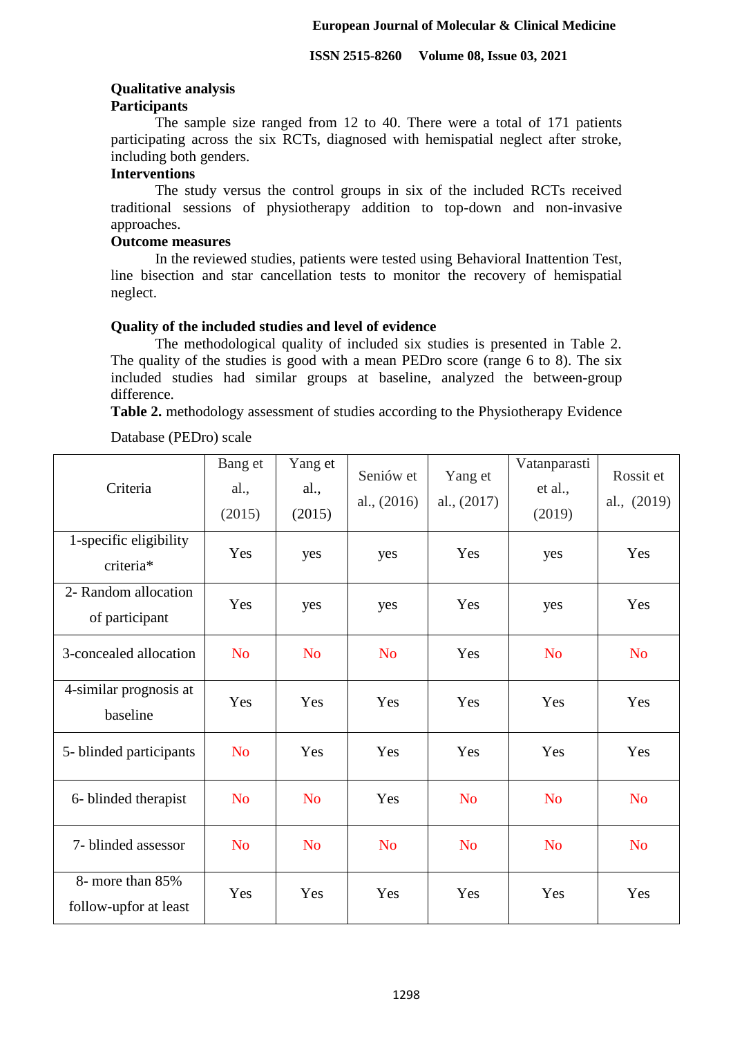### Qualitative analysis

#### Participants

The sample size ranged from 12 to 40. There were a total of 171 patients participating across the six RCTs, diagnosed with hemispatial neglect after stroke, including both genders.

#### Interventions

The study versus the control groups in six of the included RCTs received traditional sessions of physiotherapy addition to top-down and non-invasive approaches.

#### Outcome measures

In the reviewed studies, patients were tested using Behavioral Inattention Test, line bisection and star cancellation tests to monitor the recovery of hemispatial neglect.

### Quality of the included studies and level of evidence

The methodological quality of included six studies is presented in Table 2. The quality of the studies is good with a mean PEDro score (range 6 to 8). The six included studies had similar groups at baseline, analyzed the between-group difference.

**Table 2.** methodology assessment of studies according to the Physiotherapy Evidence Database (PEDro) scale

| Criteria | Bang et al., (2015) | Yang et al., (2015) | Seniów et al., (2016) | Yang et al., (2017) | Vatanparasti et al., (2019) | Rossit et al., (2019) |
|---|---|---|---|---|---|---|
| 1-specific eligibility criteria* | Yes | yes | yes | Yes | yes | Yes |
| 2- Random allocation of participant | Yes | yes | yes | Yes | yes | Yes |
| 3-concealed allocation | No | No | No | Yes | No | No |
| 4-similar prognosis at baseline | Yes | Yes | Yes | Yes | Yes | Yes |
| 5- blinded participants | No | Yes | Yes | Yes | Yes | Yes |
| 6- blinded therapist | No | No | Yes | No | No | No |
| 7- blinded assessor | No | No | No | No | No | No |
| 8- more than 85% follow-upfor at least | Yes | Yes | Yes | Yes | Yes | Yes |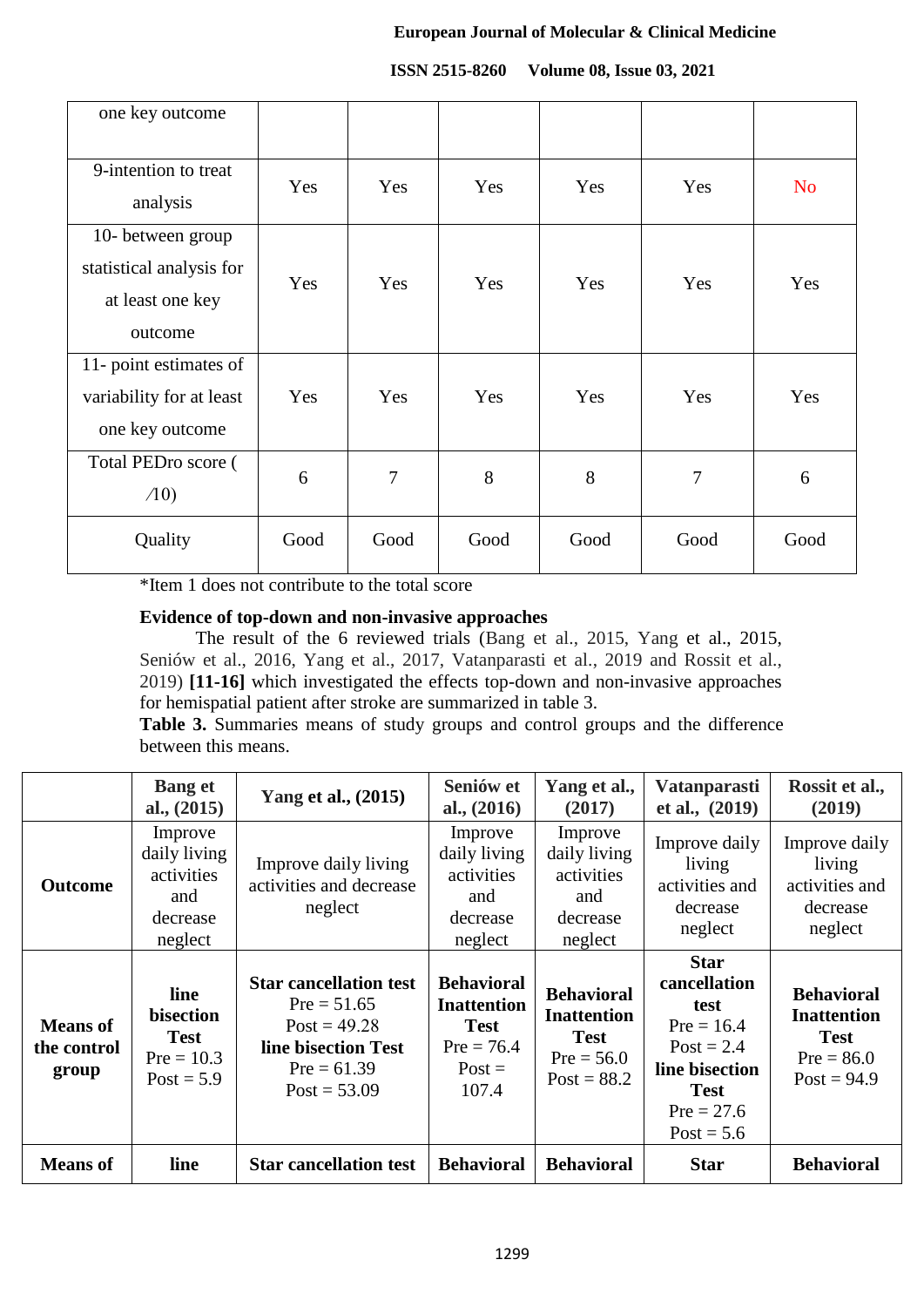| one key outcome | | | | | | |
|---|---|---|---|---|---|---|
| 9-intention to treat analysis | Yes | Yes | Yes | Yes | Yes | No |
| 10- between group statistical analysis for at least one key outcome | Yes | Yes | Yes | Yes | Yes | Yes |
| 11- point estimates of variability for at least one key outcome | Yes | Yes | Yes | Yes | Yes | Yes |
| Total PEDro score ( ⁄10) | 6 | 7 | 8 | 8 | 7 | 6 |
| Quality | Good | Good | Good | Good | Good | Good |

*Item 1 does not contribute to the total score

**Evidence of top-down and non-invasive approaches**

The result of the 6 reviewed trials (Bang et al., 2015, Yang et al., 2015, Seniów et al., 2016, Yang et al., 2017, Vatanparasti et al., 2019 and Rossit et al., 2019) **[11-16]** which investigated the effects top-down and non-invasive approaches for hemispatial patient after stroke are summarized in table 3.

**Table 3.** Summaries means of study groups and control groups and the difference between this means.

| | **Bang et al., (2015)** | **Yang et al., (2015)** | **Seniów et al., (2016)** | **Yang et al., (2017)** | **Vatanparasti et al., (2019)** | **Rossit et al., (2019)** |
|---|---|---|---|---|---|---|
| **Outcome** | Improve daily living activities and decrease neglect | Improve daily living activities and decrease neglect | Improve daily living activities and decrease neglect | Improve daily living activities and decrease neglect | Improve daily living activities and decrease neglect | Improve daily living activities and decrease neglect |
| **Means of the control group** | **line bisection Test** Pre = 10.3 Post = 5.9 | **Star cancellation test** Pre = 51.65 Post = 49.28 **line bisection Test** Pre = 61.39 Post = 53.09 | **Behavioral Inattention Test** Pre = 76.4 Post = 107.4 | **Behavioral Inattention Test** Pre = 56.0 Post = 88.2 | **Star cancellation test** Pre = 16.4 Post = 2.4 **line bisection Test** Pre = 27.6 Post = 5.6 | **Behavioral Inattention Test** Pre = 86.0 Post = 94.9 |
| **Means of** | **line** | **Star cancellation test** | **Behavioral** | **Behavioral** | **Star** | **Behavioral** |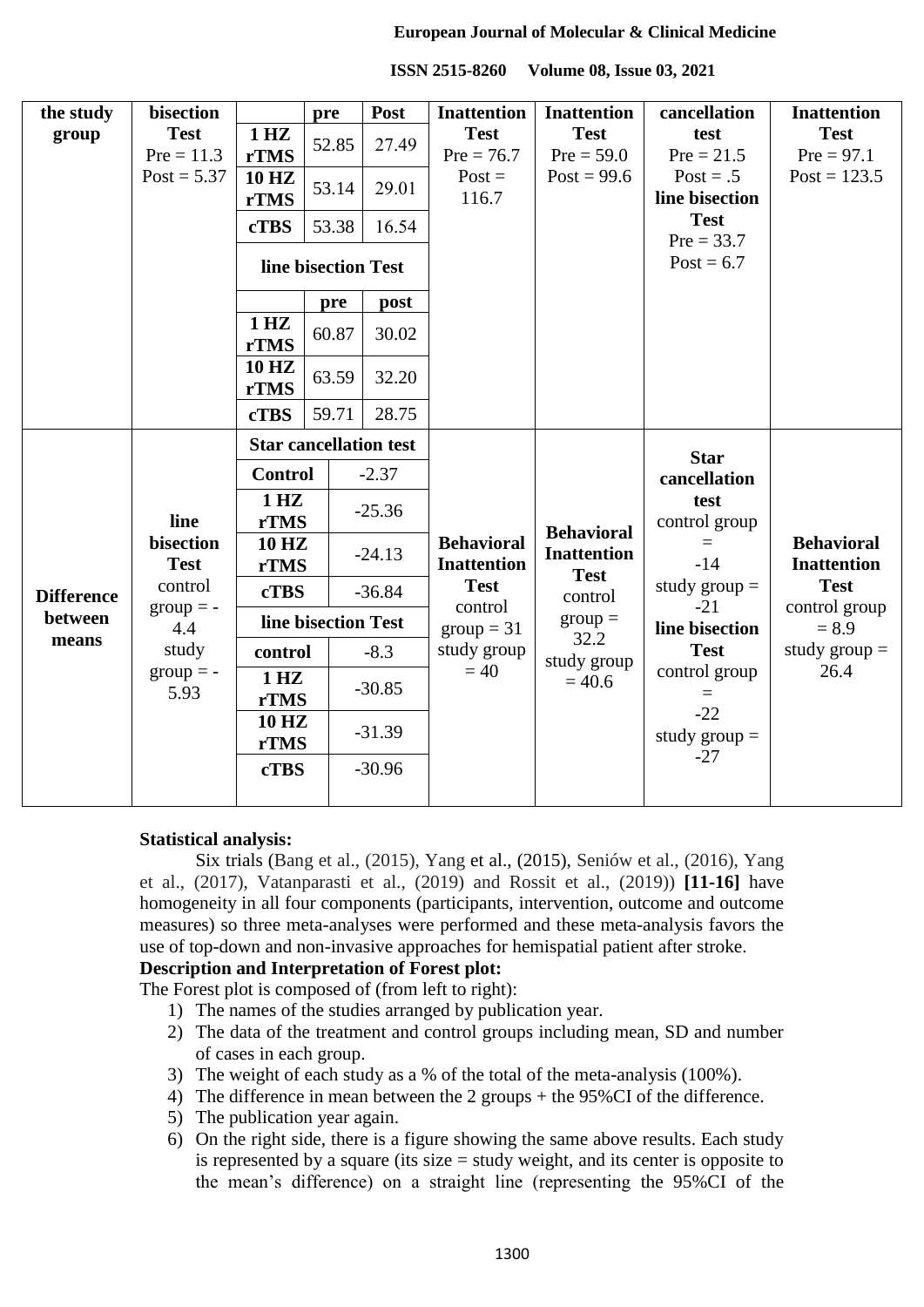| | | | | | | | |
|---|---|---|---|---|---|---|---|
| **the study group** | **bisection Test** Pre = 11.3 Post = 5.37 | | **pre** | **Post** | **Inattention Test** Pre = 76.7 Post = 116.7 | **Inattention Test** Pre = 59.0 Post = 99.6 | **cancellation test** Pre = 21.5 Post = .5 **line bisection Test** Pre = 33.7 Post = 6.7 | **Inattention Test** Pre = 97.1 Post = 123.5 |
| | | **1 HZ rTMS** | 52.85 | 27.49 | | | | |
| | | **10 HZ rTMS** | 53.14 | 29.01 | | | | |
| | | **cTBS** | 53.38 | 16.54 | | | | |
| | | **line bisection Test** | | | | | | |
| | | | **pre** | **post** | | | | |
| | | **1 HZ rTMS** | 60.87 | 30.02 | | | | |
| | | **10 HZ rTMS** | 63.59 | 32.20 | | | | |
| | | **cTBS** | 59.71 | 28.75 | | | | |
| **Difference between means** | **line bisection Test** control group = -4.4 study group = -5.93 | **Star cancellation test** | | | **Behavioral Inattention Test** control group = 31 study group = 40 | **Behavioral Inattention Test** control group = 32.2 study group = 40.6 | **Star cancellation test** control group = -14 study group = -21 **line bisection Test** control group = -22 study group = -27 | **Behavioral Inattention Test** control group = 8.9 study group = 26.4 |
| | | **Control** | -2.37 | | | | | |
| | | **1 HZ rTMS** | -25.36 | | | | | |
| | | **10 HZ rTMS** | -24.13 | | | | | |
| | | **cTBS** | -36.84 | | | | | |
| | | **line bisection Test** | | | | | | |
| | | **control** | -8.3 | | | | | |
| | | **1 HZ rTMS** | -30.85 | | | | | |
| | | **10 HZ rTMS** | -31.39 | | | | | |
| | | **cTBS** | -30.96 | | | | | |

**Statistical analysis:**

Six trials (Bang et al., (2015), Yang et al., (2015), Seniów et al., (2016), Yang et al., (2017), Vatanparasti et al., (2019) and Rossit et al., (2019)) **[11-16]** have homogeneity in all four components (participants, intervention, outcome and outcome measures) so three meta-analyses were performed and these meta-analysis favors the use of top-down and non-invasive approaches for hemispatial patient after stroke.

**Description and Interpretation of Forest plot:**

The Forest plot is composed of (from left to right):

1) The names of the studies arranged by publication year.
2) The data of the treatment and control groups including mean, SD and number of cases in each group.
3) The weight of each study as a % of the total of the meta-analysis (100%).
4) The difference in mean between the 2 groups + the 95%CI of the difference.
5) The publication year again.
6) On the right side, there is a figure showing the same above results. Each study is represented by a square (its size = study weight, and its center is opposite to the mean's difference) on a straight line (representing the 95%CI of the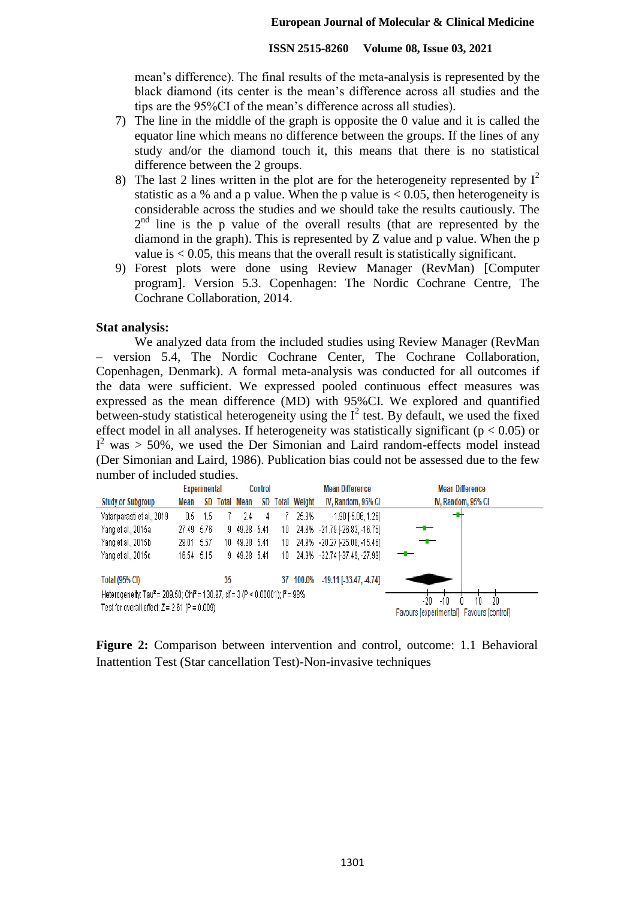mean's difference). The final results of the meta-analysis is represented by the black diamond (its center is the mean's difference across all studies and the tips are the 95%CI of the mean's difference across all studies).

7) The line in the middle of the graph is opposite the 0 value and it is called the equator line which means no difference between the groups. If the lines of any study and/or the diamond touch it, this means that there is no statistical difference between the 2 groups.
8) The last 2 lines written in the plot are for the heterogeneity represented by $I^2$ statistic as a % and a p value. When the p value is $< 0.05$, then heterogeneity is considerable across the studies and we should take the results cautiously. The 2nd line is the p value of the overall results (that are represented by the diamond in the graph). This is represented by Z value and p value. When the p value is $< 0.05$, this means that the overall result is statistically significant.
9) Forest plots were done using Review Manager (RevMan) [Computer program]. Version 5.3. Copenhagen: The Nordic Cochrane Centre, The Cochrane Collaboration, 2014.

**Stat analysis:**

We analyzed data from the included studies using Review Manager (RevMan – version 5.4, The Nordic Cochrane Center, The Cochrane Collaboration, Copenhagen, Denmark). A formal meta-analysis was conducted for all outcomes if the data were sufficient. We expressed pooled continuous effect measures was expressed as the mean difference (MD) with 95%CI. We explored and quantified between-study statistical heterogeneity using the $I^2$ test. By default, we used the fixed effect model in all analyses. If heterogeneity was statistically significant ($p < 0.05$) or $I^2$ was $> 50\%$, we used the Der Simonian and Laird random-effects model instead (Der Simonian and Laird, 1986). Publication bias could not be assessed due to the few number of included studies.

| Study or Subgroup | Experimental Mean | Experimental SD | Experimental Total | Control Mean | Control SD | Control Total | Weight | Mean Difference IV, Random, 95% CI |
|---|---|---|---|---|---|---|---|---|
| Vatanparasti et al., 2019 | 0.5 | 1.5 | 7 | 2.4 | 4 | 7 | 25.3% | -1.90 [-5.06, 1.26] |
| Yang et al., 2015a | 27.49 | 5.76 | 9 | 49.28 | 5.41 | 10 | 24.8% | -21.79 [-26.83, -16.75] |
| Yang et al., 2015b | 29.01 | 5.57 | 10 | 49.28 | 5.41 | 10 | 24.9% | -20.27 [-25.08, -15.46] |
| Yang et al., 2015c | 16.54 | 5.15 | 9 | 49.28 | 5.41 | 10 | 24.9% | -32.74 [-37.49, -27.99] |
| **Total (95% CI)** | | | **35** | | | **37** | **100.0%** | **-19.11 [-33.47, -4.74]** |

Heterogeneity: Tau² = 209.50; Chi² = 130.97, df = 3 (P < 0.00001); I² = 98%
Test for overall effect: Z = 2.61 (P = 0.009)

Favours [experimental] Favours [control]

**Figure 2:** Comparison between intervention and control, outcome: 1.1 Behavioral Inattention Test (Star cancellation Test)-Non-invasive techniques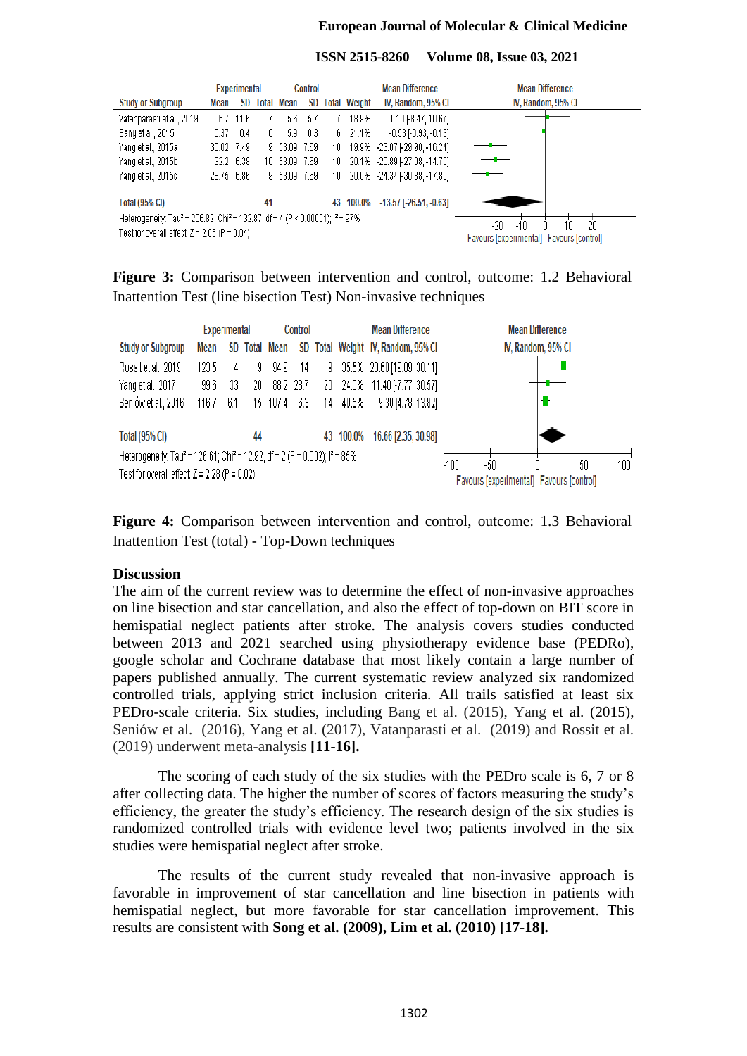| Study or Subgroup | Experimental | | | Control | | | Weight | Mean Difference |
|---|---|---|---|---|---|---|---|---|
| | Mean | SD | Total | Mean | SD | Total | | IV, Random, 95% CI |
| Vatanparasti et al., 2019 | 6.7 | 11.6 | 7 | 5.6 | 5.7 | 7 | 18.9% | 1.10 [-8.47, 10.67] |
| Bang et al., 2015 | 5.37 | 0.4 | 6 | 5.9 | 0.3 | 6 | 21.1% | -0.53 [-0.93, -0.13] |
| Yang et al., 2015a | 30.02 | 7.49 | 9 | 53.09 | 7.69 | 10 | 19.9% | -23.07 [-29.90, -16.24] |
| Yang et al., 2015b | 32.2 | 6.38 | 10 | 53.09 | 7.69 | 10 | 20.1% | -20.89 [-27.08, -14.70] |
| Yang et al., 2015c | 28.75 | 6.86 | 9 | 53.09 | 7.69 | 10 | 20.0% | -24.34 [-30.88, -17.80] |
| Total (95% CI) | | | 41 | | | 43 | 100.0% | -13.57 [-26.51, -0.63] |

Heterogeneity: Tau² = 206.82; Chi² = 132.87, df = 4 (P < 0.00001); I² = 97%
Test for overall effect: Z = 2.05 (P = 0.04)

Favours [experimental] Favours [control]

**Figure 3:** Comparison between intervention and control, outcome: 1.2 Behavioral Inattention Test (line bisection Test) Non-invasive techniques

| Study or Subgroup | Experimental | | | Control | | | Weight | Mean Difference |
|---|---|---|---|---|---|---|---|---|
| | Mean | SD | Total | Mean | SD | Total | | IV, Random, 95% CI |
| Rossit et al., 2019 | 123.5 | 4 | 9 | 94.9 | 14 | 9 | 35.5% | 28.60 [19.09, 38.11] |
| Yang et al., 2017 | 99.6 | 33 | 20 | 88.2 | 28.7 | 20 | 24.0% | 11.40 [-7.77, 30.57] |
| Senìów et al, 2016 | 116.7 | 6.1 | 15 | 107.4 | 6.3 | 14 | 40.5% | 9.30 [4.78, 13.82] |
| Total (95% CI) | | | 44 | | | 43 | 100.0% | 16.66 [2.35, 30.98] |

Heterogeneity: Tau² = 126.61; Chi² = 12.92, df = 2 (P = 0.002); I² = 85%
Test for overall effect: Z = 2.28 (P = 0.02)

Favours [experimental] Favours [control]

**Figure 4:** Comparison between intervention and control, outcome: 1.3 Behavioral Inattention Test (total) - Top-Down techniques

## Discussion

The aim of the current review was to determine the effect of non-invasive approaches on line bisection and star cancellation, and also the effect of top-down on BIT score in hemispatial neglect patients after stroke. The analysis covers studies conducted between 2013 and 2021 searched using physiotherapy evidence base (PEDRo), google scholar and Cochrane database that most likely contain a large number of papers published annually. The current systematic review analyzed six randomized controlled trials, applying strict inclusion criteria. All trails satisfied at least six PEDro-scale criteria. Six studies, including Bang et al. (2015), Yang et al. (2015), Senìów et al. (2016), Yang et al. (2017), Vatanparasti et al. (2019) and Rossit et al. (2019) underwent meta-analysis **[11-16].**

The scoring of each study of the six studies with the PEDro scale is 6, 7 or 8 after collecting data. The higher the number of scores of factors measuring the study's efficiency, the greater the study's efficiency. The research design of the six studies is randomized controlled trials with evidence level two; patients involved in the six studies were hemispatial neglect after stroke.

The results of the current study revealed that non-invasive approach is favorable in improvement of star cancellation and line bisection in patients with hemispatial neglect, but more favorable for star cancellation improvement. This results are consistent with **Song et al. (2009), Lim et al. (2010) [17-18].**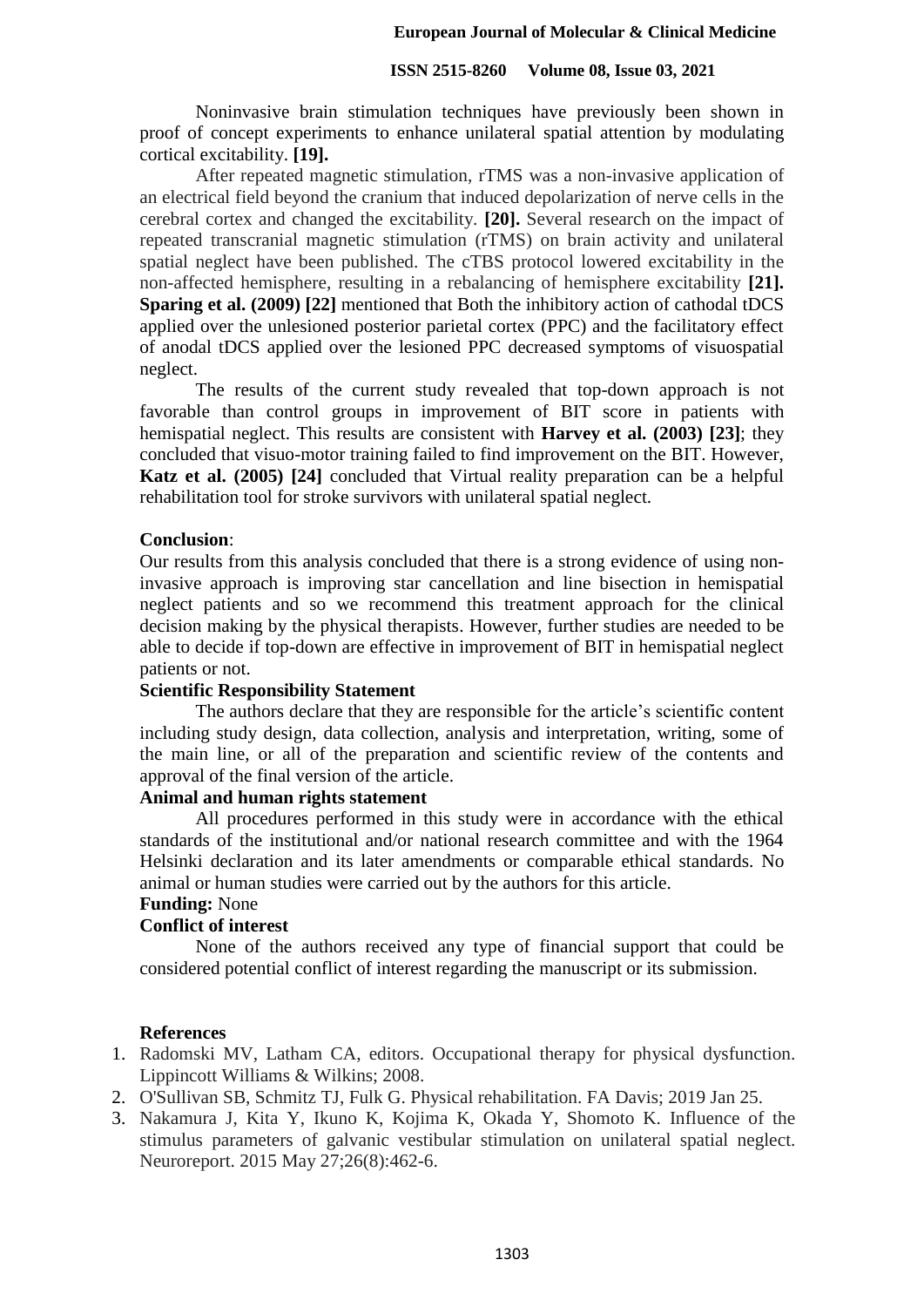Noninvasive brain stimulation techniques have previously been shown in proof of concept experiments to enhance unilateral spatial attention by modulating cortical excitability. **[19].**

After repeated magnetic stimulation, rTMS was a non-invasive application of an electrical field beyond the cranium that induced depolarization of nerve cells in the cerebral cortex and changed the excitability. **[20].** Several research on the impact of repeated transcranial magnetic stimulation (rTMS) on brain activity and unilateral spatial neglect have been published. The cTBS protocol lowered excitability in the non-affected hemisphere, resulting in a rebalancing of hemisphere excitability **[21]. Sparing et al. (2009) [22]** mentioned that Both the inhibitory action of cathodal tDCS applied over the unlesioned posterior parietal cortex (PPC) and the facilitatory effect of anodal tDCS applied over the lesioned PPC decreased symptoms of visuospatial neglect.

The results of the current study revealed that top-down approach is not favorable than control groups in improvement of BIT score in patients with hemispatial neglect. This results are consistent with **Harvey et al. (2003) [23]**; they concluded that visuo-motor training failed to find improvement on the BIT. However, **Katz et al. (2005) [24]** concluded that Virtual reality preparation can be a helpful rehabilitation tool for stroke survivors with unilateral spatial neglect.

## Conclusion:

Our results from this analysis concluded that there is a strong evidence of using non-invasive approach is improving star cancellation and line bisection in hemispatial neglect patients and so we recommend this treatment approach for the clinical decision making by the physical therapists. However, further studies are needed to be able to decide if top-down are effective in improvement of BIT in hemispatial neglect patients or not.

### Scientific Responsibility Statement

The authors declare that they are responsible for the article's scientific content including study design, data collection, analysis and interpretation, writing, some of the main line, or all of the preparation and scientific review of the contents and approval of the final version of the article.

### Animal and human rights statement

All procedures performed in this study were in accordance with the ethical standards of the institutional and/or national research committee and with the 1964 Helsinki declaration and its later amendments or comparable ethical standards. No animal or human studies were carried out by the authors for this article.

**Funding:** None

### Conflict of interest

None of the authors received any type of financial support that could be considered potential conflict of interest regarding the manuscript or its submission.

## References

1. Radomski MV, Latham CA, editors. Occupational therapy for physical dysfunction. Lippincott Williams & Wilkins; 2008.
2. O'Sullivan SB, Schmitz TJ, Fulk G. Physical rehabilitation. FA Davis; 2019 Jan 25.
3. Nakamura J, Kita Y, Ikuno K, Kojima K, Okada Y, Shomoto K. Influence of the stimulus parameters of galvanic vestibular stimulation on unilateral spatial neglect. Neuroreport. 2015 May 27;26(8):462-6.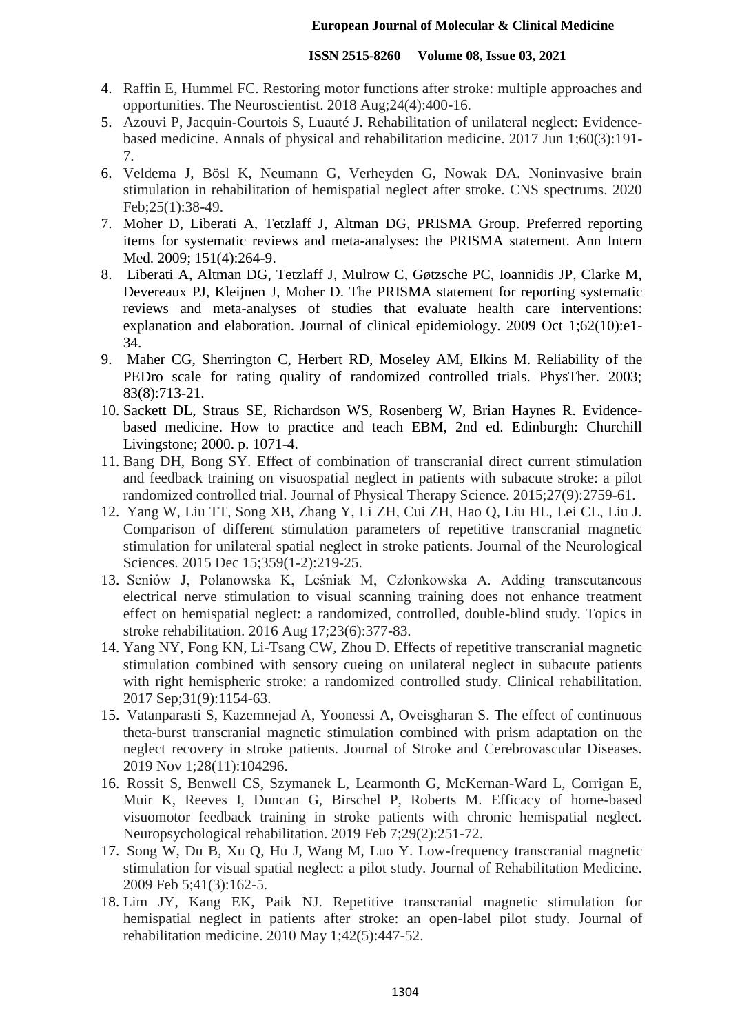4. Raffin E, Hummel FC. Restoring motor functions after stroke: multiple approaches and opportunities. The Neuroscientist. 2018 Aug;24(4):400-16.
5. Azouvi P, Jacquin-Courtois S, Luauté J. Rehabilitation of unilateral neglect: Evidence-based medicine. Annals of physical and rehabilitation medicine. 2017 Jun 1;60(3):191-7.
6. Veldema J, Bösl K, Neumann G, Verheyden G, Nowak DA. Noninvasive brain stimulation in rehabilitation of hemispatial neglect after stroke. CNS spectrums. 2020 Feb;25(1):38-49.
7. Moher D, Liberati A, Tetzlaff J, Altman DG, PRISMA Group. Preferred reporting items for systematic reviews and meta-analyses: the PRISMA statement. Ann Intern Med. 2009; 151(4):264-9.
8. Liberati A, Altman DG, Tetzlaff J, Mulrow C, Gøtzsche PC, Ioannidis JP, Clarke M, Devereaux PJ, Kleijnen J, Moher D. The PRISMA statement for reporting systematic reviews and meta-analyses of studies that evaluate health care interventions: explanation and elaboration. Journal of clinical epidemiology. 2009 Oct 1;62(10):e1-34.
9. Maher CG, Sherrington C, Herbert RD, Moseley AM, Elkins M. Reliability of the PEDro scale for rating quality of randomized controlled trials. PhysTher. 2003; 83(8):713-21.
10. Sackett DL, Straus SE, Richardson WS, Rosenberg W, Brian Haynes R. Evidence-based medicine. How to practice and teach EBM, 2nd ed. Edinburgh: Churchill Livingstone; 2000. p. 1071-4.
11. Bang DH, Bong SY. Effect of combination of transcranial direct current stimulation and feedback training on visuospatial neglect in patients with subacute stroke: a pilot randomized controlled trial. Journal of Physical Therapy Science. 2015;27(9):2759-61.
12. Yang W, Liu TT, Song XB, Zhang Y, Li ZH, Cui ZH, Hao Q, Liu HL, Lei CL, Liu J. Comparison of different stimulation parameters of repetitive transcranial magnetic stimulation for unilateral spatial neglect in stroke patients. Journal of the Neurological Sciences. 2015 Dec 15;359(1-2):219-25.
13. Seniów J, Polanowska K, Leśniak M, Członkowska A. Adding transcutaneous electrical nerve stimulation to visual scanning training does not enhance treatment effect on hemispatial neglect: a randomized, controlled, double-blind study. Topics in stroke rehabilitation. 2016 Aug 17;23(6):377-83.
14. Yang NY, Fong KN, Li-Tsang CW, Zhou D. Effects of repetitive transcranial magnetic stimulation combined with sensory cueing on unilateral neglect in subacute patients with right hemispheric stroke: a randomized controlled study. Clinical rehabilitation. 2017 Sep;31(9):1154-63.
15. Vatanparasti S, Kazemnejad A, Yoonessi A, Oveisgharan S. The effect of continuous theta-burst transcranial magnetic stimulation combined with prism adaptation on the neglect recovery in stroke patients. Journal of Stroke and Cerebrovascular Diseases. 2019 Nov 1;28(11):104296.
16. Rossit S, Benwell CS, Szymanek L, Learmonth G, McKernan-Ward L, Corrigan E, Muir K, Reeves I, Duncan G, Birschel P, Roberts M. Efficacy of home-based visuomotor feedback training in stroke patients with chronic hemispatial neglect. Neuropsychological rehabilitation. 2019 Feb 7;29(2):251-72.
17. Song W, Du B, Xu Q, Hu J, Wang M, Luo Y. Low-frequency transcranial magnetic stimulation for visual spatial neglect: a pilot study. Journal of Rehabilitation Medicine. 2009 Feb 5;41(3):162-5.
18. Lim JY, Kang EK, Paik NJ. Repetitive transcranial magnetic stimulation for hemispatial neglect in patients after stroke: an open-label pilot study. Journal of rehabilitation medicine. 2010 May 1;42(5):447-52.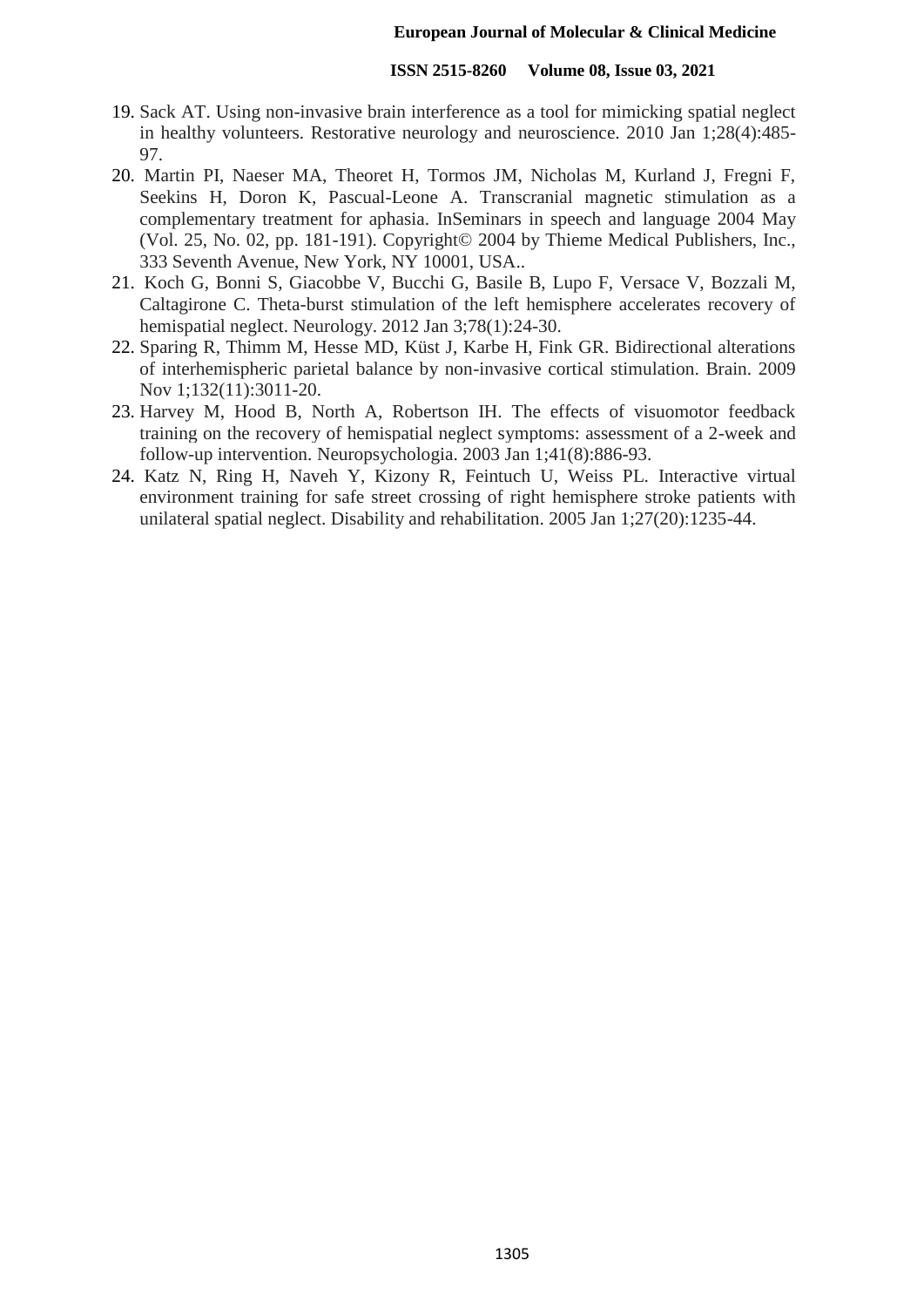19. Sack AT. Using non-invasive brain interference as a tool for mimicking spatial neglect in healthy volunteers. Restorative neurology and neuroscience. 2010 Jan 1;28(4):485-97.
20. Martin PI, Naeser MA, Theoret H, Tormos JM, Nicholas M, Kurland J, Fregni F, Seekins H, Doron K, Pascual-Leone A. Transcranial magnetic stimulation as a complementary treatment for aphasia. InSeminars in speech and language 2004 May (Vol. 25, No. 02, pp. 181-191). Copyright© 2004 by Thieme Medical Publishers, Inc., 333 Seventh Avenue, New York, NY 10001, USA..
21. Koch G, Bonni S, Giacobbe V, Bucchi G, Basile B, Lupo F, Versace V, Bozzali M, Caltagirone C. Theta-burst stimulation of the left hemisphere accelerates recovery of hemispatial neglect. Neurology. 2012 Jan 3;78(1):24-30.
22. Sparing R, Thimm M, Hesse MD, Küst J, Karbe H, Fink GR. Bidirectional alterations of interhemispheric parietal balance by non-invasive cortical stimulation. Brain. 2009 Nov 1;132(11):3011-20.
23. Harvey M, Hood B, North A, Robertson IH. The effects of visuomotor feedback training on the recovery of hemispatial neglect symptoms: assessment of a 2-week and follow-up intervention. Neuropsychologia. 2003 Jan 1;41(8):886-93.
24. Katz N, Ring H, Naveh Y, Kizony R, Feintuch U, Weiss PL. Interactive virtual environment training for safe street crossing of right hemisphere stroke patients with unilateral spatial neglect. Disability and rehabilitation. 2005 Jan 1;27(20):1235-44.